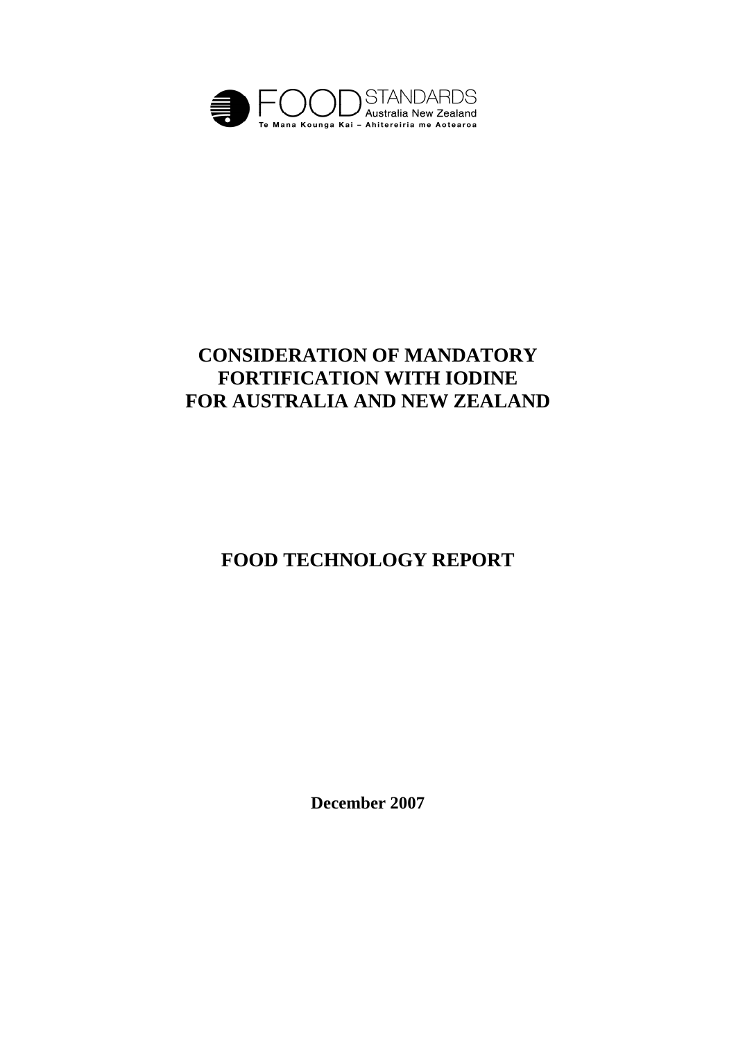FOOD STANDARDS Australia New Zealand

Te Mana Kounga Kai – Ahitereiria me Aotearoa

# CONSIDERATION OF MANDATORY FORTIFICATION WITH IODINE FOR AUSTRALIA AND NEW ZEALAND

## FOOD TECHNOLOGY REPORT

**December 2007**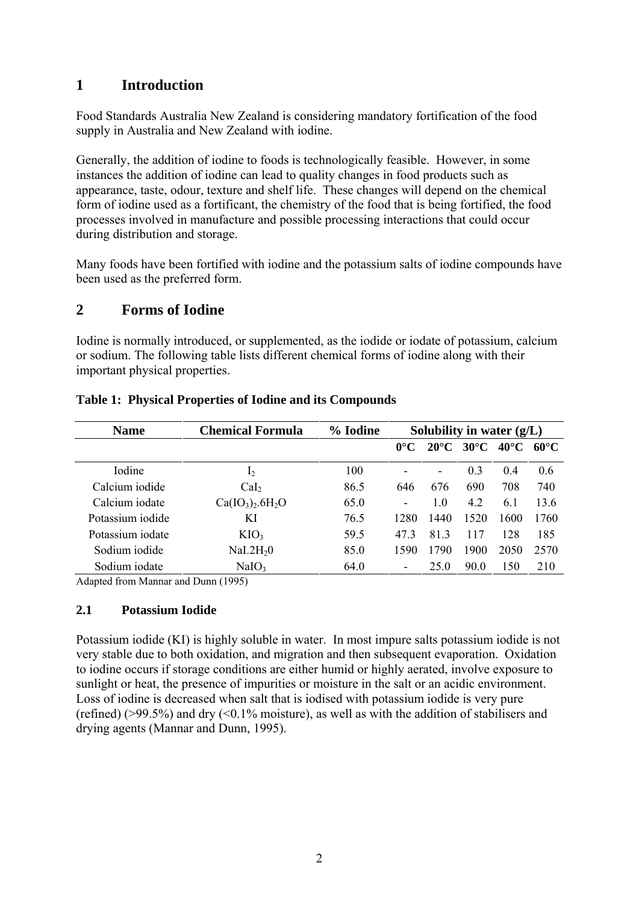# 1 Introduction

Food Standards Australia New Zealand is considering mandatory fortification of the food supply in Australia and New Zealand with iodine.

Generally, the addition of iodine to foods is technologically feasible. However, in some instances the addition of iodine can lead to quality changes in food products such as appearance, taste, odour, texture and shelf life. These changes will depend on the chemical form of iodine used as a fortificant, the chemistry of the food that is being fortified, the food processes involved in manufacture and possible processing interactions that could occur during distribution and storage.

Many foods have been fortified with iodine and the potassium salts of iodine compounds have been used as the preferred form.

# 2 Forms of Iodine

Iodine is normally introduced, or supplemented, as the iodide or iodate of potassium, calcium or sodium. The following table lists different chemical forms of iodine along with their important physical properties.

**Table 1: Physical Properties of Iodine and its Compounds**

| Name | Chemical Formula | % Iodine | Solubility in water (g/L) | | | | |
|---|---|---|---|---|---|---|---|
| | | | 0°C | 20°C | 30°C | 40°C | 60°C |
| Iodine | $I_2$ | 100 | - | - | 0.3 | 0.4 | 0.6 |
| Calcium iodide | $CaI_2$ | 86.5 | 646 | 676 | 690 | 708 | 740 |
| Calcium iodate | $Ca(IO_3)_2.6H_2O$ | 65.0 | - | 1.0 | 4.2 | 6.1 | 13.6 |
| Potassium iodide | KI | 76.5 | 1280 | 1440 | 1520 | 1600 | 1760 |
| Potassium iodate | $KIO_3$ | 59.5 | 47.3 | 81.3 | 117 | 128 | 185 |
| Sodium iodide | $NaI.2H_20$ | 85.0 | 1590 | 1790 | 1900 | 2050 | 2570 |
| Sodium iodate | $NaIO_3$ | 64.0 | - | 25.0 | 90.0 | 150 | 210 |

Adapted from Mannar and Dunn (1995)

## 2.1 Potassium Iodide

Potassium iodide (KI) is highly soluble in water. In most impure salts potassium iodide is not very stable due to both oxidation, and migration and then subsequent evaporation. Oxidation to iodine occurs if storage conditions are either humid or highly aerated, involve exposure to sunlight or heat, the presence of impurities or moisture in the salt or an acidic environment. Loss of iodine is decreased when salt that is iodised with potassium iodide is very pure (refined) (>99.5%) and dry (<0.1% moisture), as well as with the addition of stabilisers and drying agents (Mannar and Dunn, 1995).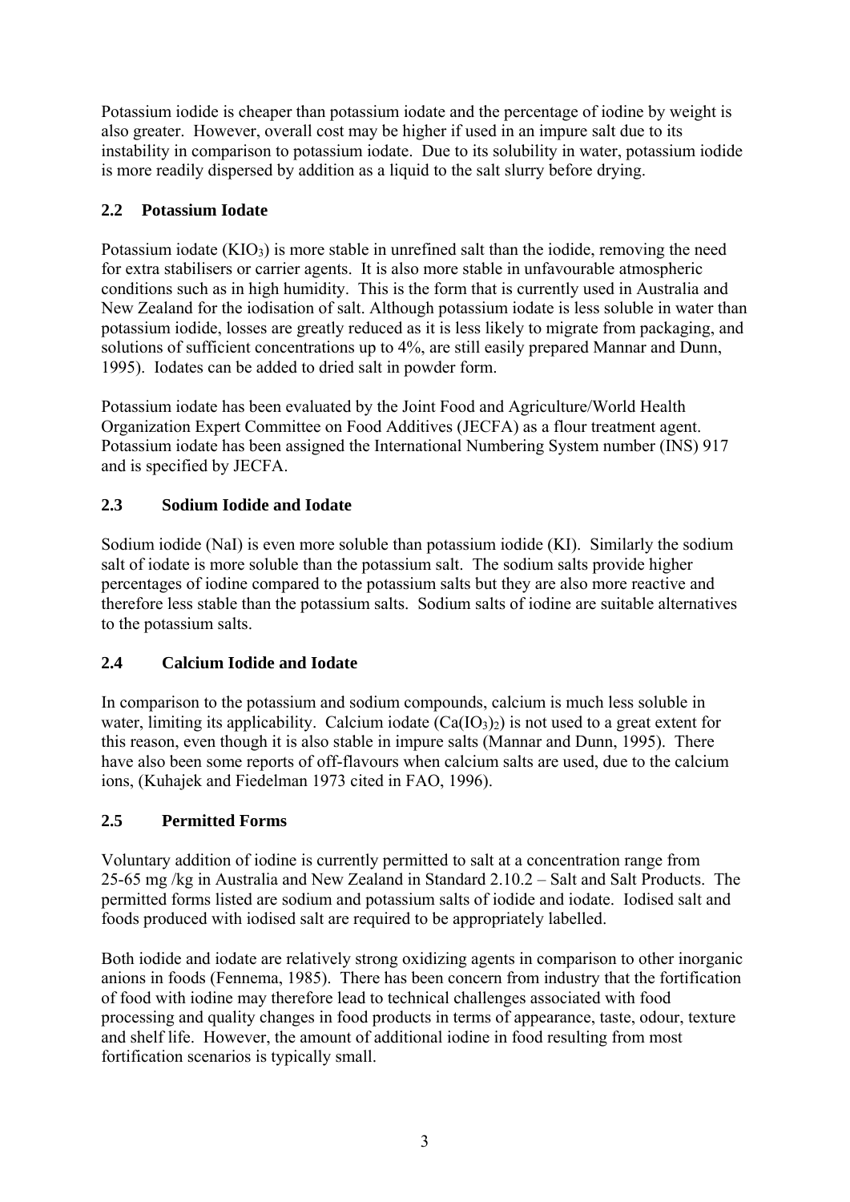Potassium iodide is cheaper than potassium iodate and the percentage of iodine by weight is also greater. However, overall cost may be higher if used in an impure salt due to its instability in comparison to potassium iodate. Due to its solubility in water, potassium iodide is more readily dispersed by addition as a liquid to the salt slurry before drying.

## 2.2 Potassium Iodate

Potassium iodate ($KIO_3$) is more stable in unrefined salt than the iodide, removing the need for extra stabilisers or carrier agents. It is also more stable in unfavourable atmospheric conditions such as in high humidity. This is the form that is currently used in Australia and New Zealand for the iodisation of salt. Although potassium iodate is less soluble in water than potassium iodide, losses are greatly reduced as it is less likely to migrate from packaging, and solutions of sufficient concentrations up to 4%, are still easily prepared Mannar and Dunn, 1995). Iodates can be added to dried salt in powder form.

Potassium iodate has been evaluated by the Joint Food and Agriculture/World Health Organization Expert Committee on Food Additives (JECFA) as a flour treatment agent. Potassium iodate has been assigned the International Numbering System number (INS) 917 and is specified by JECFA.

## 2.3 Sodium Iodide and Iodate

Sodium iodide (NaI) is even more soluble than potassium iodide (KI). Similarly the sodium salt of iodate is more soluble than the potassium salt. The sodium salts provide higher percentages of iodine compared to the potassium salts but they are also more reactive and therefore less stable than the potassium salts. Sodium salts of iodine are suitable alternatives to the potassium salts.

## 2.4 Calcium Iodide and Iodate

In comparison to the potassium and sodium compounds, calcium is much less soluble in water, limiting its applicability. Calcium iodate ($Ca(IO_3)_2$) is not used to a great extent for this reason, even though it is also stable in impure salts (Mannar and Dunn, 1995). There have also been some reports of off-flavours when calcium salts are used, due to the calcium ions, (Kuhajek and Fiedelman 1973 cited in FAO, 1996).

## 2.5 Permitted Forms

Voluntary addition of iodine is currently permitted to salt at a concentration range from 25-65 mg /kg in Australia and New Zealand in Standard 2.10.2 – Salt and Salt Products. The permitted forms listed are sodium and potassium salts of iodide and iodate. Iodised salt and foods produced with iodised salt are required to be appropriately labelled.

Both iodide and iodate are relatively strong oxidizing agents in comparison to other inorganic anions in foods (Fennema, 1985). There has been concern from industry that the fortification of food with iodine may therefore lead to technical challenges associated with food processing and quality changes in food products in terms of appearance, taste, odour, texture and shelf life. However, the amount of additional iodine in food resulting from most fortification scenarios is typically small.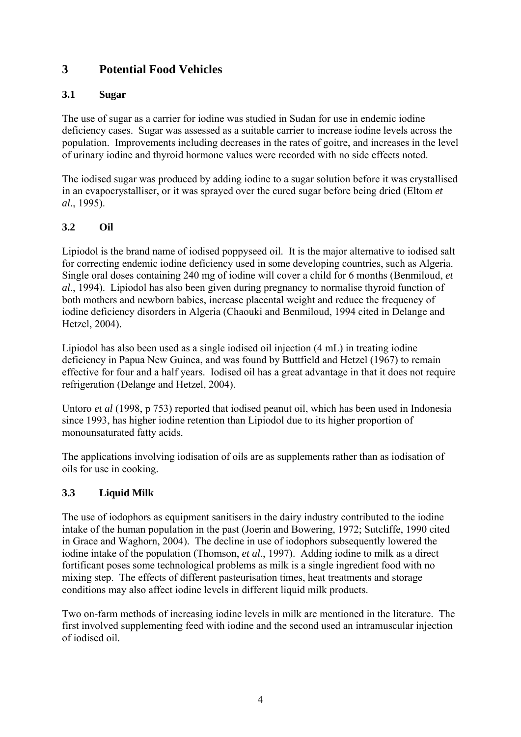# 3 Potential Food Vehicles

## 3.1 Sugar

The use of sugar as a carrier for iodine was studied in Sudan for use in endemic iodine deficiency cases. Sugar was assessed as a suitable carrier to increase iodine levels across the population. Improvements including decreases in the rates of goitre, and increases in the level of urinary iodine and thyroid hormone values were recorded with no side effects noted.

The iodised sugar was produced by adding iodine to a sugar solution before it was crystallised in an evapocrystalliser, or it was sprayed over the cured sugar before being dried (Eltom *et al*., 1995).

## 3.2 Oil

Lipiodol is the brand name of iodised poppyseed oil. It is the major alternative to iodised salt for correcting endemic iodine deficiency used in some developing countries, such as Algeria. Single oral doses containing 240 mg of iodine will cover a child for 6 months (Benmiloud, *et al*., 1994). Lipiodol has also been given during pregnancy to normalise thyroid function of both mothers and newborn babies, increase placental weight and reduce the frequency of iodine deficiency disorders in Algeria (Chaouki and Benmiloud, 1994 cited in Delange and Hetzel, 2004).

Lipiodol has also been used as a single iodised oil injection (4 mL) in treating iodine deficiency in Papua New Guinea, and was found by Buttfield and Hetzel (1967) to remain effective for four and a half years. Iodised oil has a great advantage in that it does not require refrigeration (Delange and Hetzel, 2004).

Untoro *et al* (1998, p 753) reported that iodised peanut oil, which has been used in Indonesia since 1993, has higher iodine retention than Lipiodol due to its higher proportion of monounsaturated fatty acids.

The applications involving iodisation of oils are as supplements rather than as iodisation of oils for use in cooking.

## 3.3 Liquid Milk

The use of iodophors as equipment sanitisers in the dairy industry contributed to the iodine intake of the human population in the past (Joerin and Bowering, 1972; Sutcliffe, 1990 cited in Grace and Waghorn, 2004). The decline in use of iodophors subsequently lowered the iodine intake of the population (Thomson, *et al*., 1997). Adding iodine to milk as a direct fortificant poses some technological problems as milk is a single ingredient food with no mixing step. The effects of different pasteurisation times, heat treatments and storage conditions may also affect iodine levels in different liquid milk products.

Two on-farm methods of increasing iodine levels in milk are mentioned in the literature. The first involved supplementing feed with iodine and the second used an intramuscular injection of iodised oil.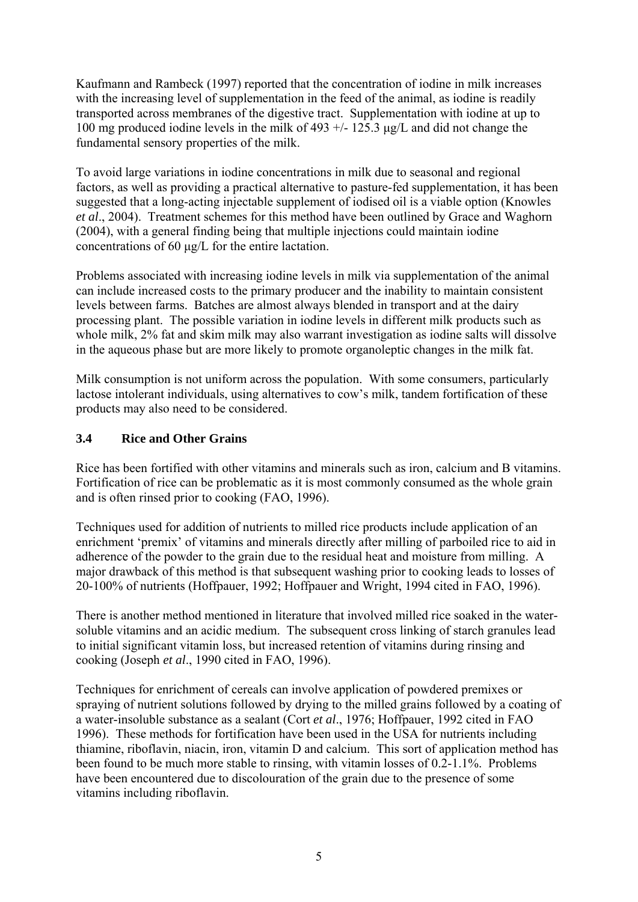Kaufmann and Rambeck (1997) reported that the concentration of iodine in milk increases with the increasing level of supplementation in the feed of the animal, as iodine is readily transported across membranes of the digestive tract. Supplementation with iodine at up to 100 mg produced iodine levels in the milk of 493 +/- 125.3 μg/L and did not change the fundamental sensory properties of the milk.

To avoid large variations in iodine concentrations in milk due to seasonal and regional factors, as well as providing a practical alternative to pasture-fed supplementation, it has been suggested that a long-acting injectable supplement of iodised oil is a viable option (Knowles *et al*., 2004). Treatment schemes for this method have been outlined by Grace and Waghorn (2004), with a general finding being that multiple injections could maintain iodine concentrations of 60 μg/L for the entire lactation.

Problems associated with increasing iodine levels in milk via supplementation of the animal can include increased costs to the primary producer and the inability to maintain consistent levels between farms. Batches are almost always blended in transport and at the dairy processing plant. The possible variation in iodine levels in different milk products such as whole milk, 2% fat and skim milk may also warrant investigation as iodine salts will dissolve in the aqueous phase but are more likely to promote organoleptic changes in the milk fat.

Milk consumption is not uniform across the population. With some consumers, particularly lactose intolerant individuals, using alternatives to cow's milk, tandem fortification of these products may also need to be considered.

### 3.4 Rice and Other Grains

Rice has been fortified with other vitamins and minerals such as iron, calcium and B vitamins. Fortification of rice can be problematic as it is most commonly consumed as the whole grain and is often rinsed prior to cooking (FAO, 1996).

Techniques used for addition of nutrients to milled rice products include application of an enrichment 'premix' of vitamins and minerals directly after milling of parboiled rice to aid in adherence of the powder to the grain due to the residual heat and moisture from milling. A major drawback of this method is that subsequent washing prior to cooking leads to losses of 20-100% of nutrients (Hoffpauer, 1992; Hoffpauer and Wright, 1994 cited in FAO, 1996).

There is another method mentioned in literature that involved milled rice soaked in the water-soluble vitamins and an acidic medium. The subsequent cross linking of starch granules lead to initial significant vitamin loss, but increased retention of vitamins during rinsing and cooking (Joseph *et al*., 1990 cited in FAO, 1996).

Techniques for enrichment of cereals can involve application of powdered premixes or spraying of nutrient solutions followed by drying to the milled grains followed by a coating of a water-insoluble substance as a sealant (Cort *et al*., 1976; Hoffpauer, 1992 cited in FAO 1996). These methods for fortification have been used in the USA for nutrients including thiamine, riboflavin, niacin, iron, vitamin D and calcium. This sort of application method has been found to be much more stable to rinsing, with vitamin losses of 0.2-1.1%. Problems have been encountered due to discolouration of the grain due to the presence of some vitamins including riboflavin.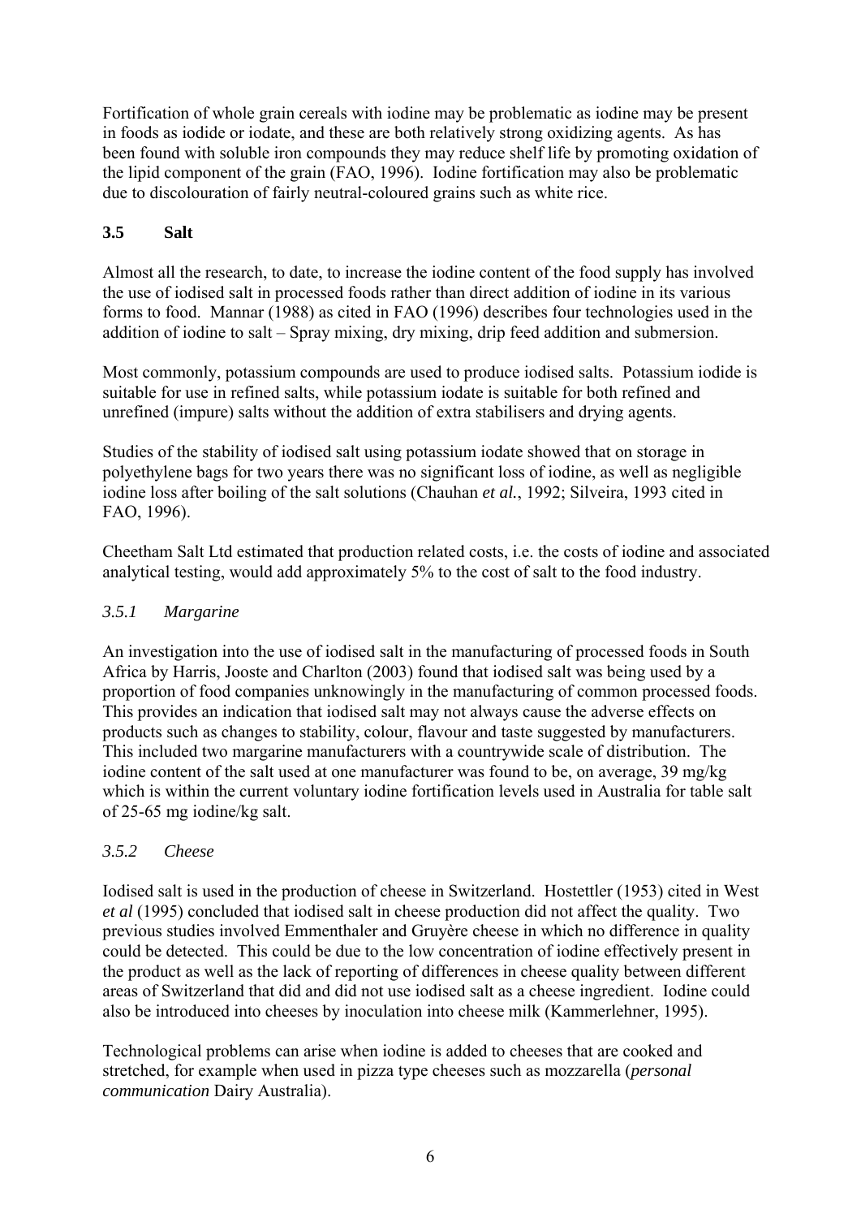Fortification of whole grain cereals with iodine may be problematic as iodine may be present in foods as iodide or iodate, and these are both relatively strong oxidizing agents. As has been found with soluble iron compounds they may reduce shelf life by promoting oxidation of the lipid component of the grain (FAO, 1996). Iodine fortification may also be problematic due to discolouration of fairly neutral-coloured grains such as white rice.

### 3.5 Salt

Almost all the research, to date, to increase the iodine content of the food supply has involved the use of iodised salt in processed foods rather than direct addition of iodine in its various forms to food. Mannar (1988) as cited in FAO (1996) describes four technologies used in the addition of iodine to salt – Spray mixing, dry mixing, drip feed addition and submersion.

Most commonly, potassium compounds are used to produce iodised salts. Potassium iodide is suitable for use in refined salts, while potassium iodate is suitable for both refined and unrefined (impure) salts without the addition of extra stabilisers and drying agents.

Studies of the stability of iodised salt using potassium iodate showed that on storage in polyethylene bags for two years there was no significant loss of iodine, as well as negligible iodine loss after boiling of the salt solutions (Chauhan *et al.*, 1992; Silveira, 1993 cited in FAO, 1996).

Cheetham Salt Ltd estimated that production related costs, i.e. the costs of iodine and associated analytical testing, would add approximately 5% to the cost of salt to the food industry.

#### *3.5.1 Margarine*

An investigation into the use of iodised salt in the manufacturing of processed foods in South Africa by Harris, Jooste and Charlton (2003) found that iodised salt was being used by a proportion of food companies unknowingly in the manufacturing of common processed foods. This provides an indication that iodised salt may not always cause the adverse effects on products such as changes to stability, colour, flavour and taste suggested by manufacturers. This included two margarine manufacturers with a countrywide scale of distribution. The iodine content of the salt used at one manufacturer was found to be, on average, 39 mg/kg which is within the current voluntary iodine fortification levels used in Australia for table salt of 25-65 mg iodine/kg salt.

#### *3.5.2 Cheese*

Iodised salt is used in the production of cheese in Switzerland. Hostettler (1953) cited in West *et al* (1995) concluded that iodised salt in cheese production did not affect the quality. Two previous studies involved Emmenthaler and Gruyère cheese in which no difference in quality could be detected. This could be due to the low concentration of iodine effectively present in the product as well as the lack of reporting of differences in cheese quality between different areas of Switzerland that did and did not use iodised salt as a cheese ingredient. Iodine could also be introduced into cheeses by inoculation into cheese milk (Kammerlehner, 1995).

Technological problems can arise when iodine is added to cheeses that are cooked and stretched, for example when used in pizza type cheeses such as mozzarella (*personal communication* Dairy Australia).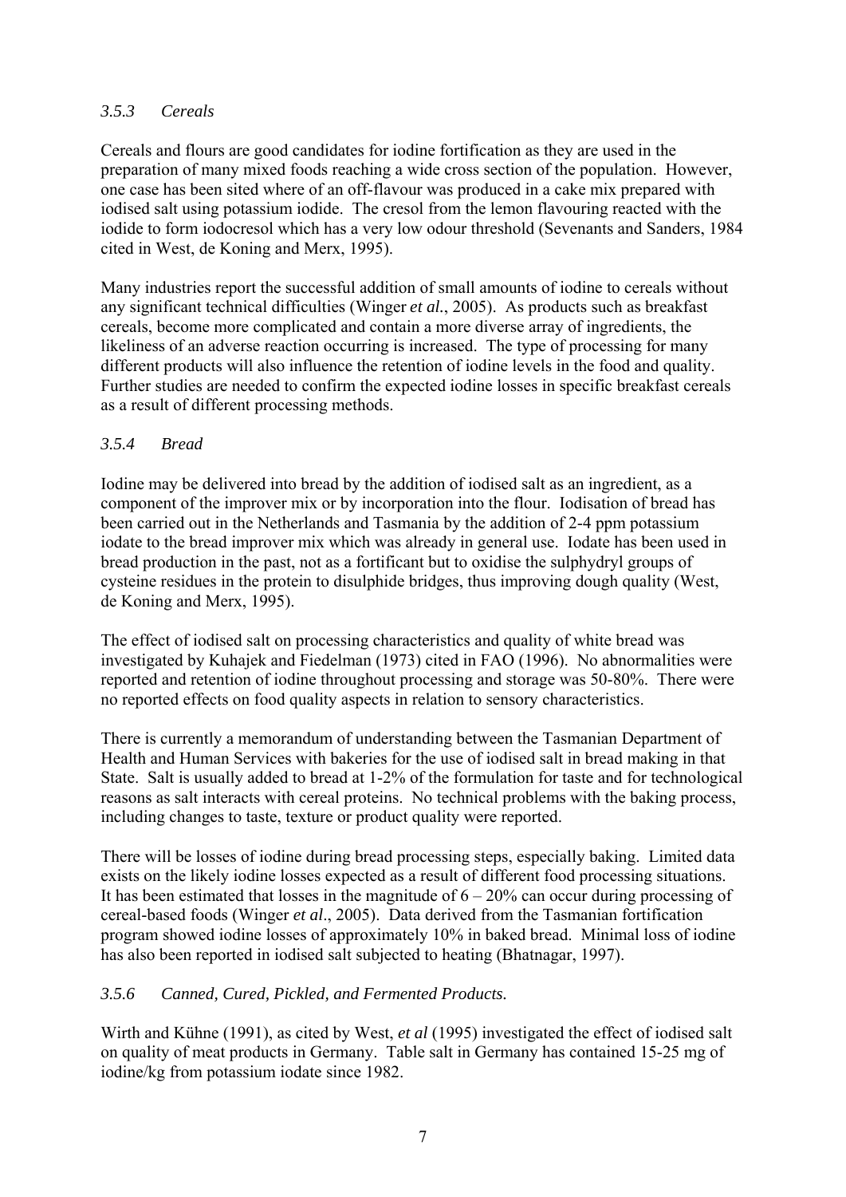### *3.5.3 Cereals*

Cereals and flours are good candidates for iodine fortification as they are used in the preparation of many mixed foods reaching a wide cross section of the population. However, one case has been sited where of an off-flavour was produced in a cake mix prepared with iodised salt using potassium iodide. The cresol from the lemon flavouring reacted with the iodide to form iodocresol which has a very low odour threshold (Sevenants and Sanders, 1984 cited in West, de Koning and Merx, 1995).

Many industries report the successful addition of small amounts of iodine to cereals without any significant technical difficulties (Winger *et al.*, 2005). As products such as breakfast cereals, become more complicated and contain a more diverse array of ingredients, the likeliness of an adverse reaction occurring is increased. The type of processing for many different products will also influence the retention of iodine levels in the food and quality. Further studies are needed to confirm the expected iodine losses in specific breakfast cereals as a result of different processing methods.

### *3.5.4 Bread*

Iodine may be delivered into bread by the addition of iodised salt as an ingredient, as a component of the improver mix or by incorporation into the flour. Iodisation of bread has been carried out in the Netherlands and Tasmania by the addition of 2-4 ppm potassium iodate to the bread improver mix which was already in general use. Iodate has been used in bread production in the past, not as a fortificant but to oxidise the sulphydryl groups of cysteine residues in the protein to disulphide bridges, thus improving dough quality (West, de Koning and Merx, 1995).

The effect of iodised salt on processing characteristics and quality of white bread was investigated by Kuhajek and Fiedelman (1973) cited in FAO (1996). No abnormalities were reported and retention of iodine throughout processing and storage was 50-80%. There were no reported effects on food quality aspects in relation to sensory characteristics.

There is currently a memorandum of understanding between the Tasmanian Department of Health and Human Services with bakeries for the use of iodised salt in bread making in that State. Salt is usually added to bread at 1-2% of the formulation for taste and for technological reasons as salt interacts with cereal proteins. No technical problems with the baking process, including changes to taste, texture or product quality were reported.

There will be losses of iodine during bread processing steps, especially baking. Limited data exists on the likely iodine losses expected as a result of different food processing situations. It has been estimated that losses in the magnitude of 6 – 20% can occur during processing of cereal-based foods (Winger *et al*., 2005). Data derived from the Tasmanian fortification program showed iodine losses of approximately 10% in baked bread. Minimal loss of iodine has also been reported in iodised salt subjected to heating (Bhatnagar, 1997).

### *3.5.6 Canned, Cured, Pickled, and Fermented Products.*

Wirth and Kühne (1991), as cited by West, *et al* (1995) investigated the effect of iodised salt on quality of meat products in Germany. Table salt in Germany has contained 15-25 mg of iodine/kg from potassium iodate since 1982.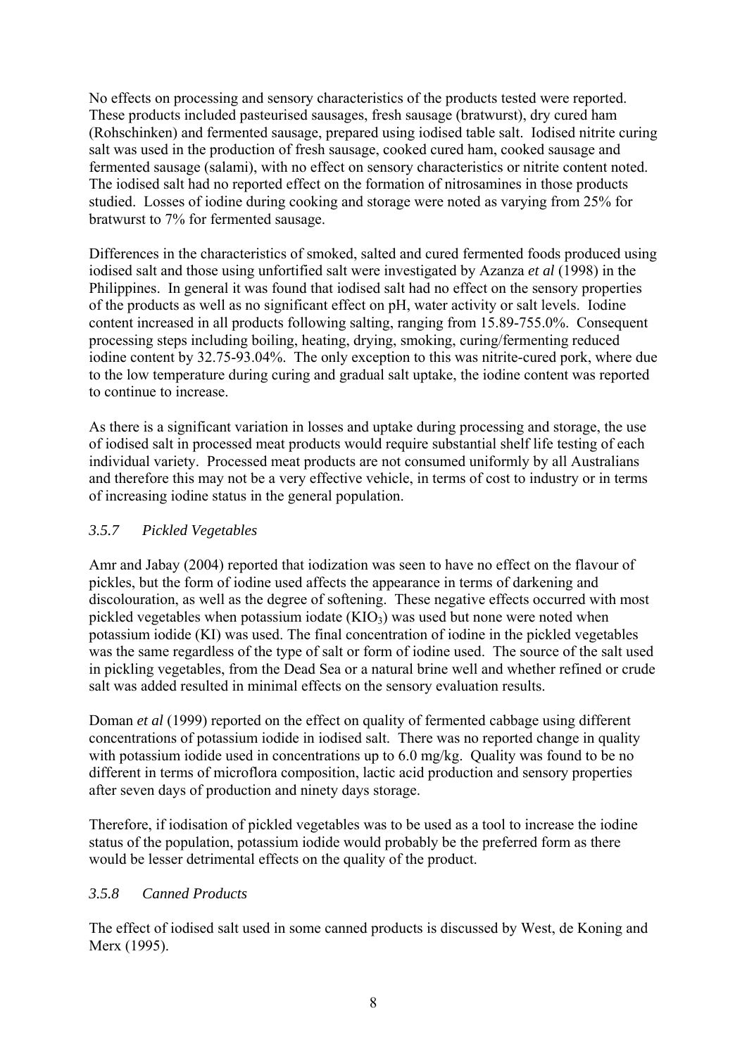No effects on processing and sensory characteristics of the products tested were reported. These products included pasteurised sausages, fresh sausage (bratwurst), dry cured ham (Rohschinken) and fermented sausage, prepared using iodised table salt. Iodised nitrite curing salt was used in the production of fresh sausage, cooked cured ham, cooked sausage and fermented sausage (salami), with no effect on sensory characteristics or nitrite content noted. The iodised salt had no reported effect on the formation of nitrosamines in those products studied. Losses of iodine during cooking and storage were noted as varying from 25% for bratwurst to 7% for fermented sausage.

Differences in the characteristics of smoked, salted and cured fermented foods produced using iodised salt and those using unfortified salt were investigated by Azanza *et al* (1998) in the Philippines. In general it was found that iodised salt had no effect on the sensory properties of the products as well as no significant effect on pH, water activity or salt levels. Iodine content increased in all products following salting, ranging from 15.89-755.0%. Consequent processing steps including boiling, heating, drying, smoking, curing/fermenting reduced iodine content by 32.75-93.04%. The only exception to this was nitrite-cured pork, where due to the low temperature during curing and gradual salt uptake, the iodine content was reported to continue to increase.

As there is a significant variation in losses and uptake during processing and storage, the use of iodised salt in processed meat products would require substantial shelf life testing of each individual variety. Processed meat products are not consumed uniformly by all Australians and therefore this may not be a very effective vehicle, in terms of cost to industry or in terms of increasing iodine status in the general population.

### *3.5.7 Pickled Vegetables*

Amr and Jabay (2004) reported that iodization was seen to have no effect on the flavour of pickles, but the form of iodine used affects the appearance in terms of darkening and discolouration, as well as the degree of softening. These negative effects occurred with most pickled vegetables when potassium iodate ($KIO_3$) was used but none were noted when potassium iodide (KI) was used. The final concentration of iodine in the pickled vegetables was the same regardless of the type of salt or form of iodine used. The source of the salt used in pickling vegetables, from the Dead Sea or a natural brine well and whether refined or crude salt was added resulted in minimal effects on the sensory evaluation results.

Doman *et al* (1999) reported on the effect on quality of fermented cabbage using different concentrations of potassium iodide in iodised salt. There was no reported change in quality with potassium iodide used in concentrations up to 6.0 mg/kg. Quality was found to be no different in terms of microflora composition, lactic acid production and sensory properties after seven days of production and ninety days storage.

Therefore, if iodisation of pickled vegetables was to be used as a tool to increase the iodine status of the population, potassium iodide would probably be the preferred form as there would be lesser detrimental effects on the quality of the product.

### *3.5.8 Canned Products*

The effect of iodised salt used in some canned products is discussed by West, de Koning and Merx (1995).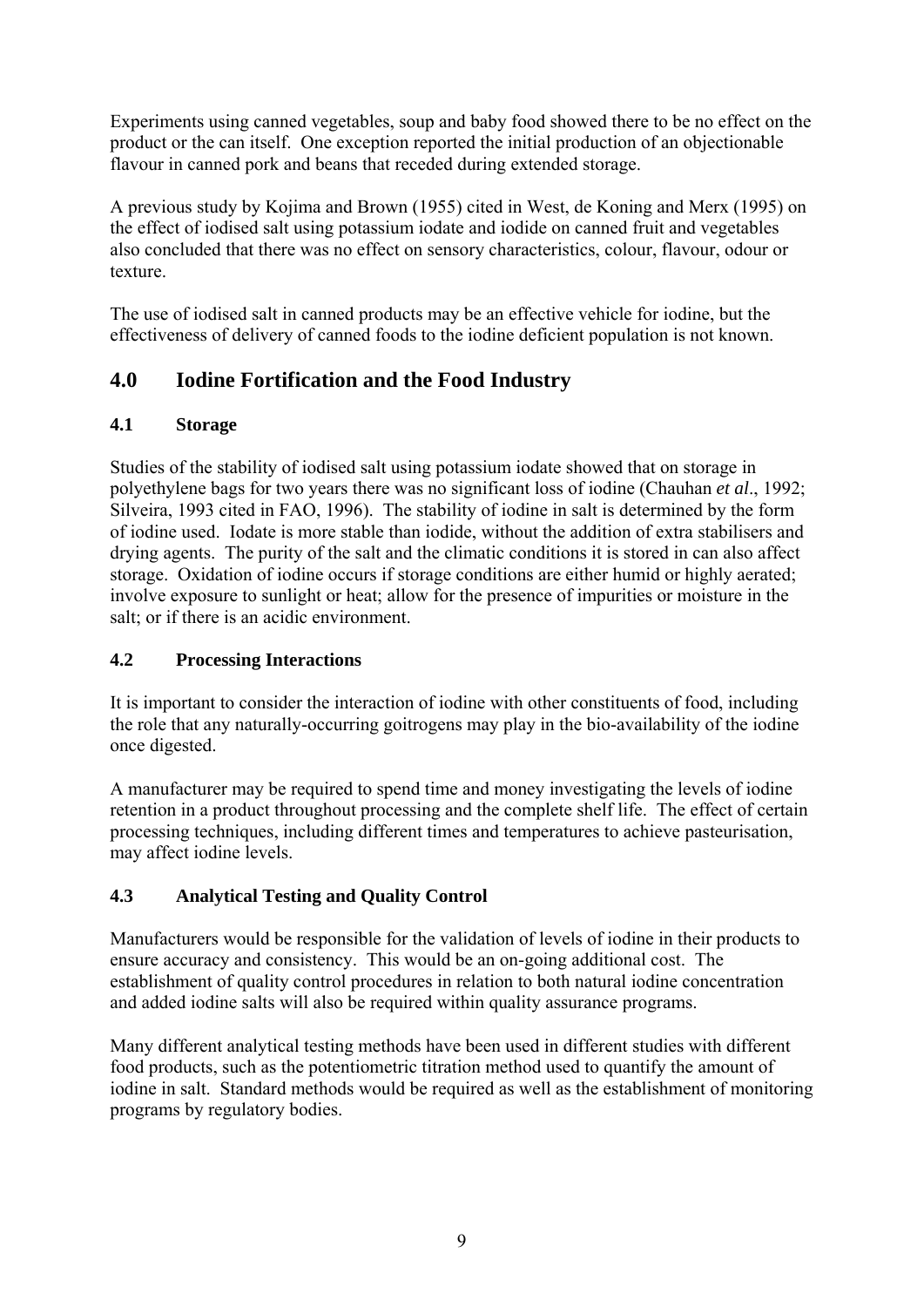Experiments using canned vegetables, soup and baby food showed there to be no effect on the product or the can itself. One exception reported the initial production of an objectionable flavour in canned pork and beans that receded during extended storage.

A previous study by Kojima and Brown (1955) cited in West, de Koning and Merx (1995) on the effect of iodised salt using potassium iodate and iodide on canned fruit and vegetables also concluded that there was no effect on sensory characteristics, colour, flavour, odour or texture.

The use of iodised salt in canned products may be an effective vehicle for iodine, but the effectiveness of delivery of canned foods to the iodine deficient population is not known.

## 4.0 Iodine Fortification and the Food Industry

### 4.1 Storage

Studies of the stability of iodised salt using potassium iodate showed that on storage in polyethylene bags for two years there was no significant loss of iodine (Chauhan *et al*., 1992; Silveira, 1993 cited in FAO, 1996). The stability of iodine in salt is determined by the form of iodine used. Iodate is more stable than iodide, without the addition of extra stabilisers and drying agents. The purity of the salt and the climatic conditions it is stored in can also affect storage. Oxidation of iodine occurs if storage conditions are either humid or highly aerated; involve exposure to sunlight or heat; allow for the presence of impurities or moisture in the salt; or if there is an acidic environment.

### 4.2 Processing Interactions

It is important to consider the interaction of iodine with other constituents of food, including the role that any naturally-occurring goitrogens may play in the bio-availability of the iodine once digested.

A manufacturer may be required to spend time and money investigating the levels of iodine retention in a product throughout processing and the complete shelf life. The effect of certain processing techniques, including different times and temperatures to achieve pasteurisation, may affect iodine levels.

### 4.3 Analytical Testing and Quality Control

Manufacturers would be responsible for the validation of levels of iodine in their products to ensure accuracy and consistency. This would be an on-going additional cost. The establishment of quality control procedures in relation to both natural iodine concentration and added iodine salts will also be required within quality assurance programs.

Many different analytical testing methods have been used in different studies with different food products, such as the potentiometric titration method used to quantify the amount of iodine in salt. Standard methods would be required as well as the establishment of monitoring programs by regulatory bodies.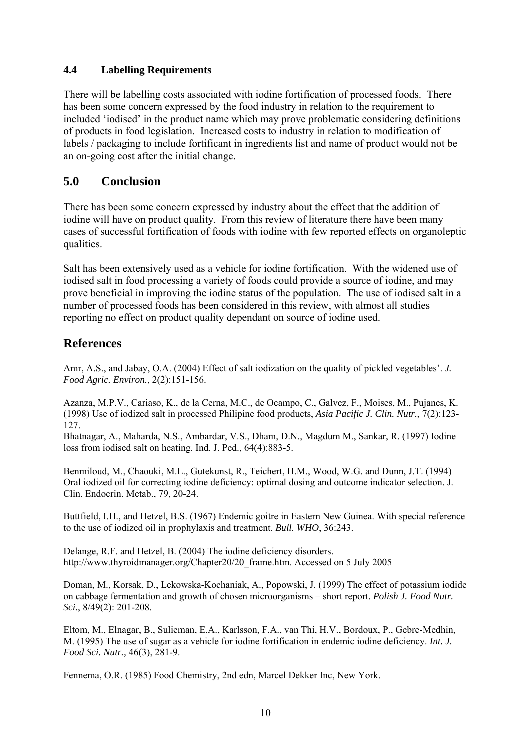### 4.4 Labelling Requirements

There will be labelling costs associated with iodine fortification of processed foods. There has been some concern expressed by the food industry in relation to the requirement to included 'iodised' in the product name which may prove problematic considering definitions of products in food legislation. Increased costs to industry in relation to modification of labels / packaging to include fortificant in ingredients list and name of product would not be an on-going cost after the initial change.

## 5.0 Conclusion

There has been some concern expressed by industry about the effect that the addition of iodine will have on product quality. From this review of literature there have been many cases of successful fortification of foods with iodine with few reported effects on organoleptic qualities.

Salt has been extensively used as a vehicle for iodine fortification. With the widened use of iodised salt in food processing a variety of foods could provide a source of iodine, and may prove beneficial in improving the iodine status of the population. The use of iodised salt in a number of processed foods has been considered in this review, with almost all studies reporting no effect on product quality dependant on source of iodine used.

## References

Amr, A.S., and Jabay, O.A. (2004) Effect of salt iodization on the quality of pickled vegetables'. *J. Food Agric. Environ.*, 2(2):151-156.

Azanza, M.P.V., Cariaso, K., de la Cerna, M.C., de Ocampo, C., Galvez, F., Moises, M., Pujanes, K. (1998) Use of iodized salt in processed Philipine food products, *Asia Pacific J. Clin. Nutr.*, 7(2):123-127.

Bhatnagar, A., Maharda, N.S., Ambardar, V.S., Dham, D.N., Magdum M., Sankar, R. (1997) Iodine loss from iodised salt on heating. Ind. J. Ped., 64(4):883-5.

Benmiloud, M., Chaouki, M.L., Gutekunst, R., Teichert, H.M., Wood, W.G. and Dunn, J.T. (1994) Oral iodized oil for correcting iodine deficiency: optimal dosing and outcome indicator selection. J. Clin. Endocrin. Metab., 79, 20-24.

Buttfield, I.H., and Hetzel, B.S. (1967) Endemic goitre in Eastern New Guinea. With special reference to the use of iodized oil in prophylaxis and treatment. *Bull. WHO*, 36:243.

Delange, R.F. and Hetzel, B. (2004) The iodine deficiency disorders. http://www.thyroidmanager.org/Chapter20/20_frame.htm. Accessed on 5 July 2005

Doman, M., Korsak, D., Lekowska-Kochaniak, A., Popowski, J. (1999) The effect of potassium iodide on cabbage fermentation and growth of chosen microorganisms – short report. *Polish J. Food Nutr. Sci.*, 8/49(2): 201-208.

Eltom, M., Elnagar, B., Sulieman, E.A., Karlsson, F.A., van Thi, H.V., Bordoux, P., Gebre-Medhin, M. (1995) The use of sugar as a vehicle for iodine fortification in endemic iodine deficiency. *Int. J. Food Sci. Nutr.,* 46(3), 281-9.

Fennema, O.R. (1985) Food Chemistry, 2nd edn, Marcel Dekker Inc, New York.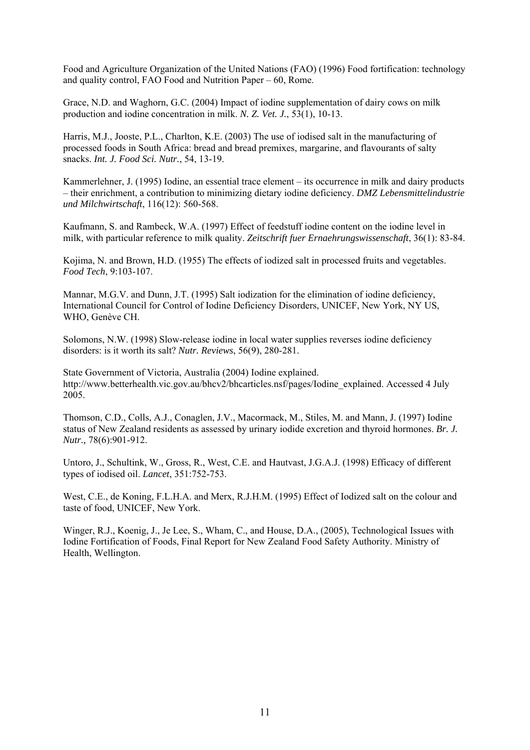Food and Agriculture Organization of the United Nations (FAO) (1996) Food fortification: technology and quality control, FAO Food and Nutrition Paper – 60, Rome.

Grace, N.D. and Waghorn, G.C. (2004) Impact of iodine supplementation of dairy cows on milk production and iodine concentration in milk. *N. Z. Vet. J.*, 53(1), 10-13.

Harris, M.J., Jooste, P.L., Charlton, K.E. (2003) The use of iodised salt in the manufacturing of processed foods in South Africa: bread and bread premixes, margarine, and flavourants of salty snacks. *Int. J. Food Sci. Nutr.*, 54, 13-19.

Kammerlehner, J. (1995) Iodine, an essential trace element – its occurrence in milk and dairy products – their enrichment, a contribution to minimizing dietary iodine deficiency. *DMZ Lebensmittelindustrie und Milchwirtschaft*, 116(12): 560-568.

Kaufmann, S. and Rambeck, W.A. (1997) Effect of feedstuff iodine content on the iodine level in milk, with particular reference to milk quality. *Zeitschrift fuer Ernaehrungswissenschaft*, 36(1): 83-84.

Kojima, N. and Brown, H.D. (1955) The effects of iodized salt in processed fruits and vegetables. *Food Tech*, 9:103-107.

Mannar, M.G.V. and Dunn, J.T. (1995) Salt iodization for the elimination of iodine deficiency, International Council for Control of Iodine Deficiency Disorders, UNICEF, New York, NY US, WHO, Genève CH.

Solomons, N.W. (1998) Slow-release iodine in local water supplies reverses iodine deficiency disorders: is it worth its salt? *Nutr. Reviews*, 56(9), 280-281.

State Government of Victoria, Australia (2004) Iodine explained. http://www.betterhealth.vic.gov.au/bhcv2/bhcarticles.nsf/pages/Iodine_explained. Accessed 4 July 2005.

Thomson, C.D., Colls, A.J., Conaglen, J.V., Macormack, M., Stiles, M. and Mann, J. (1997) Iodine status of New Zealand residents as assessed by urinary iodide excretion and thyroid hormones. *Br. J. Nutr.,* 78(6):901-912.

Untoro, J., Schultink, W., Gross, R., West, C.E. and Hautvast, J.G.A.J. (1998) Efficacy of different types of iodised oil. *Lancet*, 351:752-753.

West, C.E., de Koning, F.L.H.A. and Merx, R.J.H.M. (1995) Effect of Iodized salt on the colour and taste of food, UNICEF, New York.

Winger, R.J., Koenig, J., Je Lee, S., Wham, C., and House, D.A., (2005), Technological Issues with Iodine Fortification of Foods, Final Report for New Zealand Food Safety Authority. Ministry of Health, Wellington.